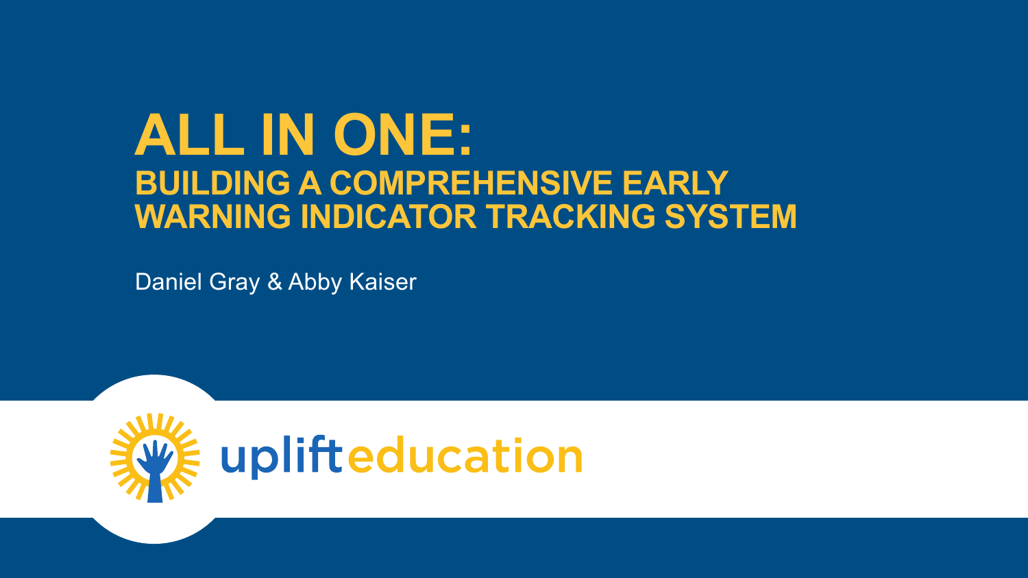# ALL IN ONE:
## BUILDING A COMPREHENSIVE EARLY WARNING INDICATOR TRACKING SYSTEM

Daniel Gray & Abby Kaiser

upliftEducation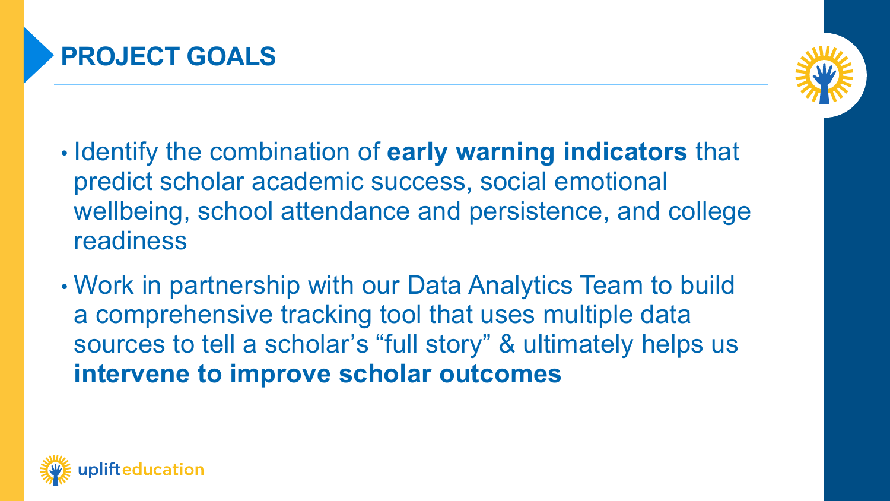# PROJECT GOALS

- Identify the combination of **early warning indicators** that predict scholar academic success, social emotional wellbeing, school attendance and persistence, and college readiness
- Work in partnership with our Data Analytics Team to build a comprehensive tracking tool that uses multiple data sources to tell a scholar's "full story" & ultimately helps us **intervene to improve scholar outcomes**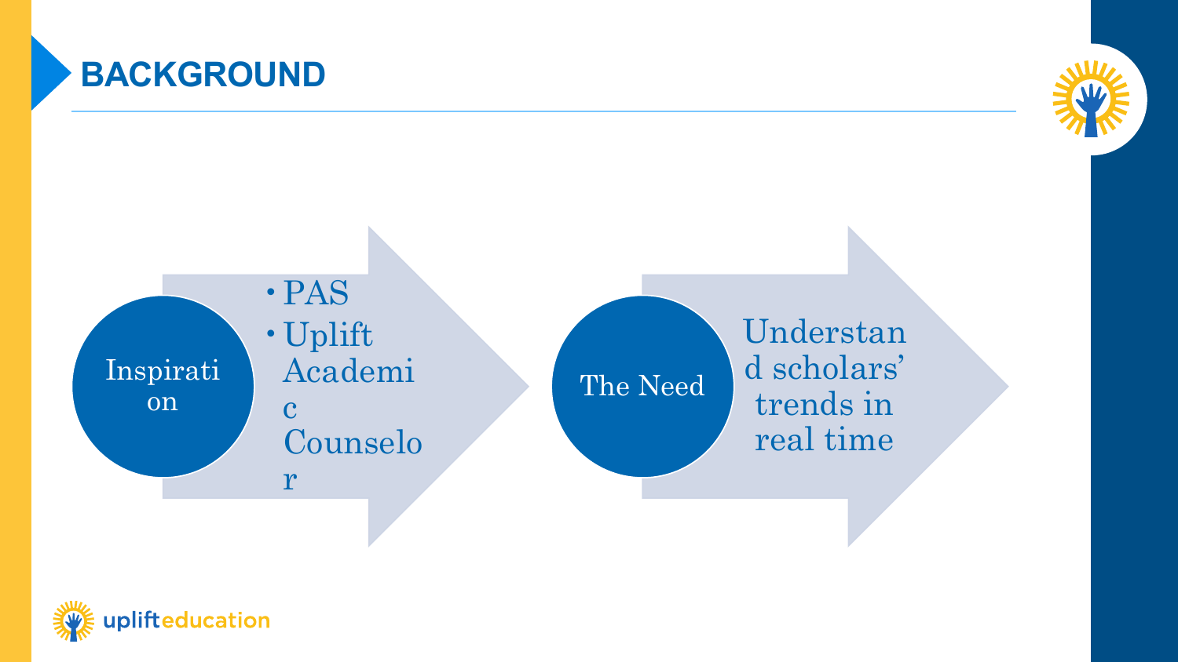# BACKGROUND

**Inspiration**

- PAS
- Uplift Academic Counselor

**The Need**

Understand scholars' trends in real time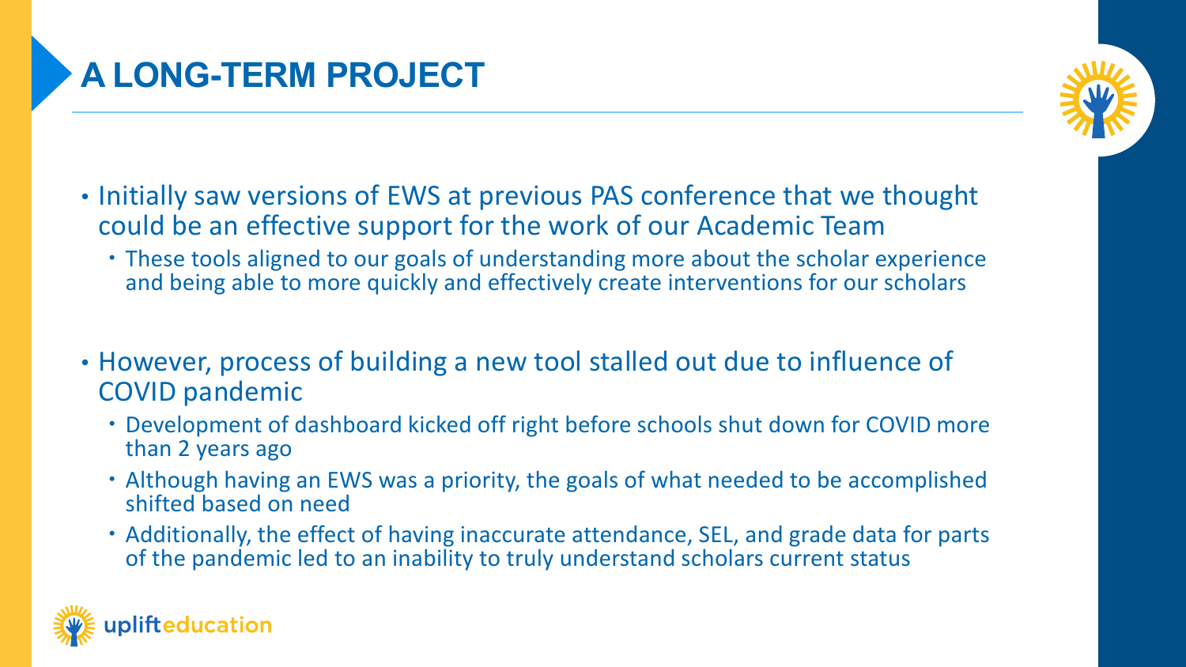# A LONG-TERM PROJECT

- Initially saw versions of EWS at previous PAS conference that we thought could be an effective support for the work of our Academic Team
  - These tools aligned to our goals of understanding more about the scholar experience and being able to more quickly and effectively create interventions for our scholars
- However, process of building a new tool stalled out due to influence of COVID pandemic
  - Development of dashboard kicked off right before schools shut down for COVID more than 2 years ago
  - Although having an EWS was a priority, the goals of what needed to be accomplished shifted based on need
  - Additionally, the effect of having inaccurate attendance, SEL, and grade data for parts of the pandemic led to an inability to truly understand scholars current status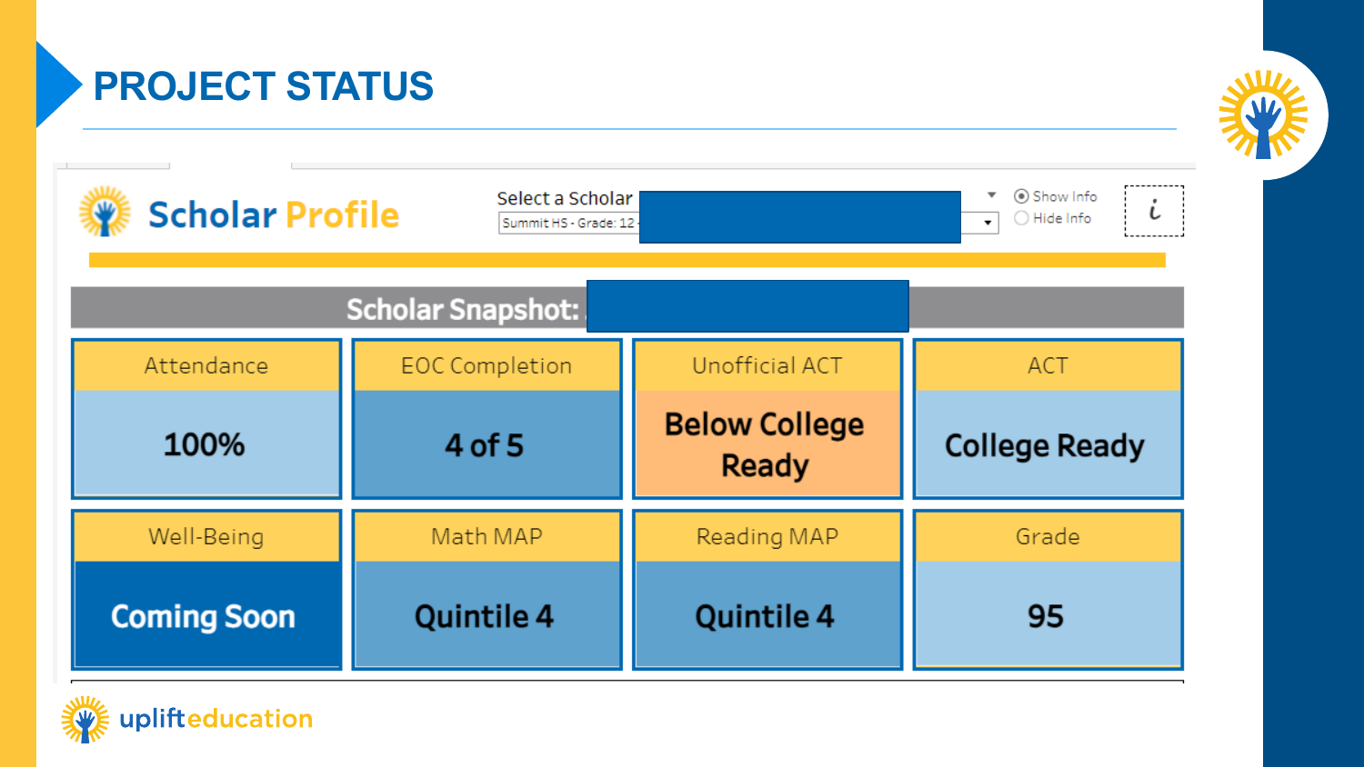# PROJECT STATUS

## Scholar Profile

Select a Scholar: Summit HS - Grade: 12

- Show Info
- Hide Info

### Scholar Snapshot:

| Attendance | EOC Completion | Unofficial ACT | ACT |
| --- | --- | --- | --- |
| 100% | 4 of 5 | Below College Ready | College Ready |

| Well-Being | Math MAP | Reading MAP | Grade |
| --- | --- | --- | --- |
| Coming Soon | Quintile 4 | Quintile 4 | 95 |

upliftedcation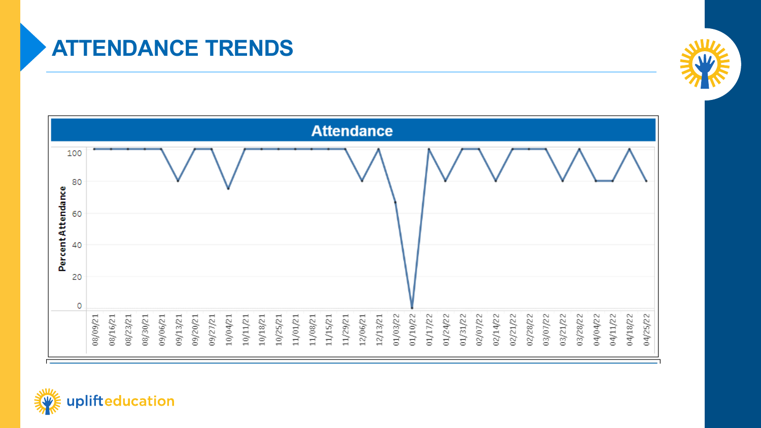# ATTENDANCE TRENDS

## Attendance

Percent Attendance

| Week | Percent Attendance |
|---|---|
| 08/09/21 | 100 |
| 08/16/21 | 100 |
| 08/23/21 | 100 |
| 08/30/21 | 100 |
| 09/06/21 | 100 |
| 09/13/21 | 80 |
| 09/20/21 | 100 |
| 09/27/21 | 100 |
| 10/04/21 | 75 |
| 10/11/21 | 100 |
| 10/18/21 | 100 |
| 10/25/21 | 100 |
| 11/01/21 | 100 |
| 11/08/21 | 100 |
| 11/15/21 | 100 |
| 11/29/21 | 100 |
| 12/06/21 | 80 |
| 12/13/21 | 100 |
| 01/03/22 | 67 |
| 01/10/22 | 0 |
| 01/17/22 | 100 |
| 01/24/22 | 80 |
| 01/31/22 | 100 |
| 02/07/22 | 100 |
| 02/14/22 | 80 |
| 02/21/22 | 100 |
| 02/28/22 | 100 |
| 03/07/22 | 100 |
| 03/21/22 | 80 |
| 03/28/22 | 100 |
| 04/04/22 | 80 |
| 04/11/22 | 80 |
| 04/18/22 | 100 |
| 04/25/22 | 80 |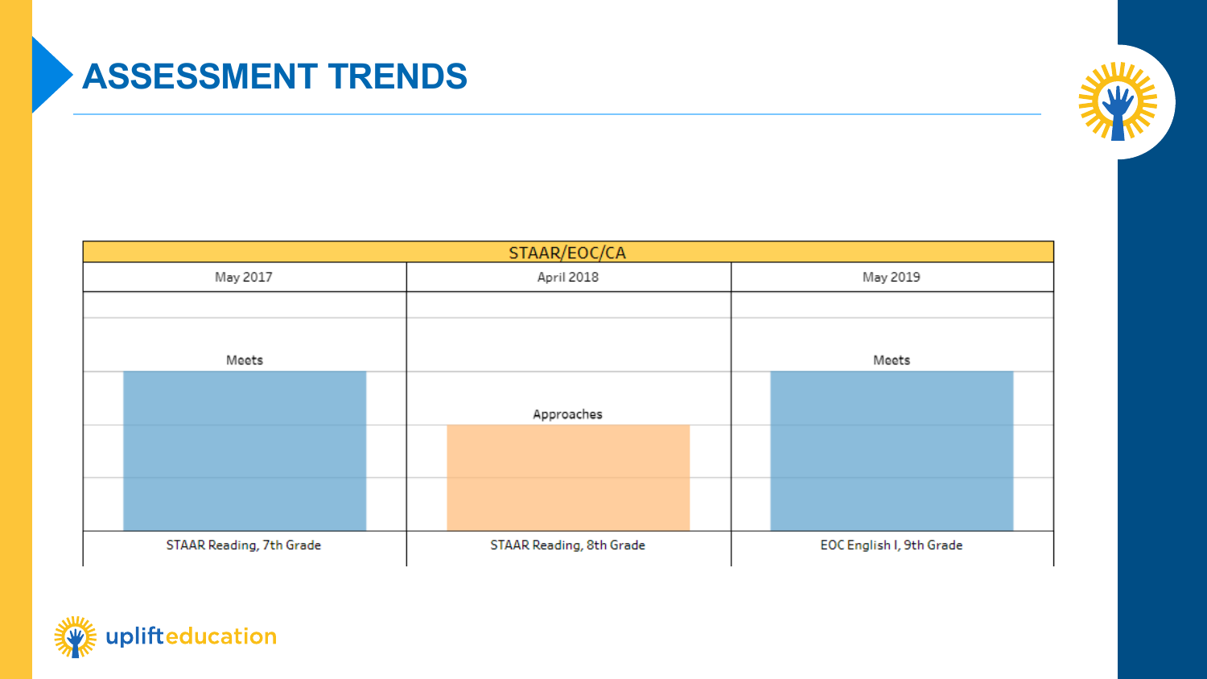# ASSESSMENT TRENDS

| STAAR/EOC/CA | | |
|---|---|---|
| May 2017 | April 2018 | May 2019 |
| Meets | Approaches | Meets |
| STAAR Reading, 7th Grade | STAAR Reading, 8th Grade | EOC English I, 9th Grade |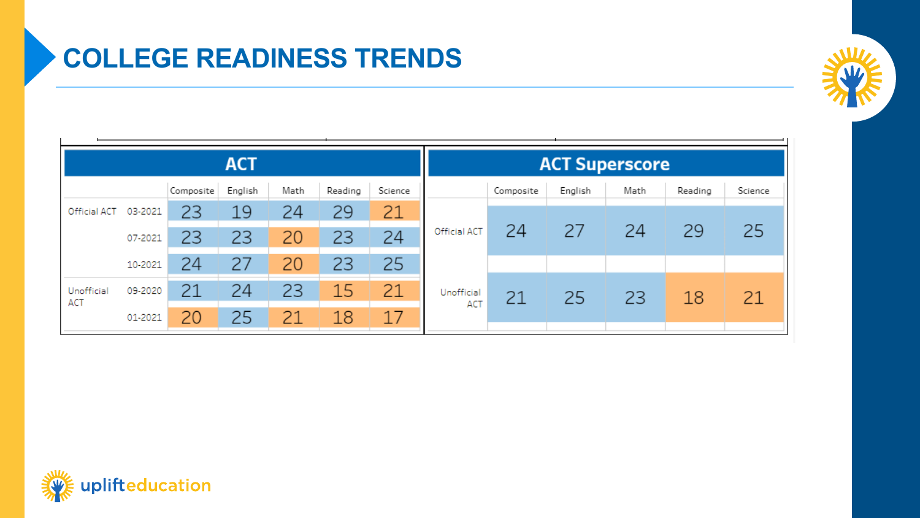# COLLEGE READINESS TRENDS

## ACT

| | | Composite | English | Math | Reading | Science |
|---|---|---|---|---|---|---|
| Official ACT | 03-2021 | 23 | 19 | 24 | 29 | 21 |
| | 07-2021 | 23 | 23 | 20 | 23 | 24 |
| | 10-2021 | 24 | 27 | 20 | 23 | 25 |
| Unofficial ACT | 09-2020 | 21 | 24 | 23 | 15 | 21 |
| | 01-2021 | 20 | 25 | 21 | 18 | 17 |

## ACT Superscore

| | Composite | English | Math | Reading | Science |
|---|---|---|---|---|---|
| Official ACT | 24 | 27 | 24 | 29 | 25 |
| Unofficial ACT | 21 | 25 | 23 | 18 | 21 |

uplifteducation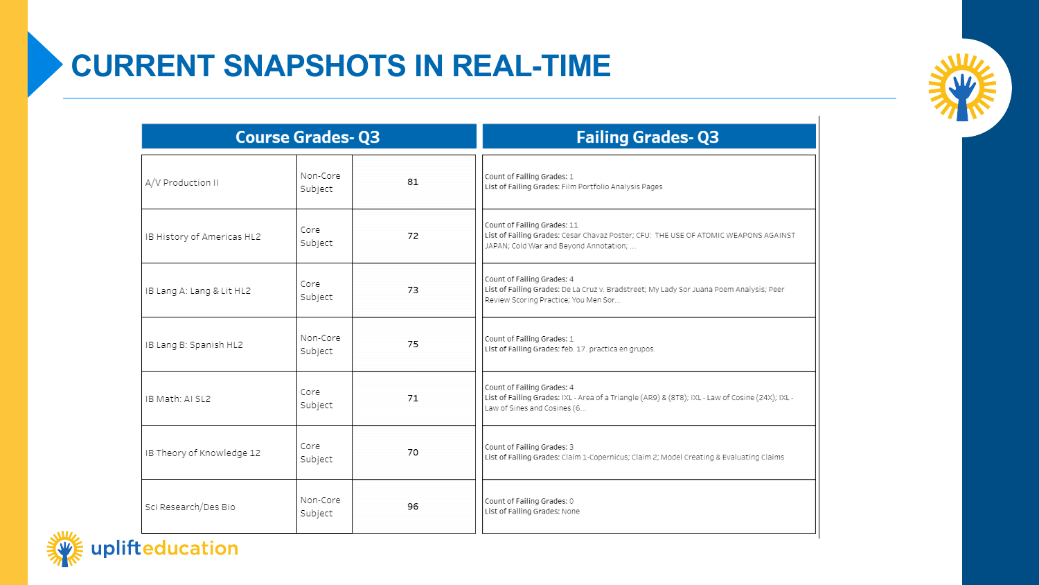# CURRENT SNAPSHOTS IN REAL-TIME

| Course Grades- Q3 | | | Failing Grades- Q3 |
|---|---|---|---|
| A/V Production II | Non-Core Subject | 81 | **Count of Failing Grades:** 1<br>**List of Failing Grades:** Film Portfolio Analysis Pages |
| IB History of Americas HL2 | Core Subject | 72 | **Count of Failing Grades:** 11<br>**List of Failing Grades:** Cesar Chavaz Poster; CFU: THE USE OF ATOMIC WEAPONS AGAINST JAPAN; Cold War and Beyond Annotation; ... |
| IB Lang A: Lang & Lit HL2 | Core Subject | 73 | **Count of Failing Grades:** 4<br>**List of Failing Grades:** De La Cruz v. Bradstreet; My Lady Sor Juana Poem Analysis; Peer Review Scoring Practice; You Men Sor... |
| IB Lang B: Spanish HL2 | Non-Core Subject | 75 | **Count of Failing Grades:** 1<br>**List of Failing Grades:** feb. 17. practica en grupos. |
| IB Math: AI SL2 | Core Subject | 71 | **Count of Failing Grades:** 4<br>**List of Failing Grades:** IXL - Area of a Triangle (AR9) & (8T8); IXL - Law of Cosine (24X); IXL - Law of Sines and Cosines (6... |
| IB Theory of Knowledge 12 | Core Subject | 70 | **Count of Failing Grades:** 3<br>**List of Failing Grades:** Claim 1-Copernicus; Claim 2; Model Creating & Evaluating Claims |
| Sci Research/Des Bio | Non-Core Subject | 96 | **Count of Failing Grades:** 0<br>**List of Failing Grades:** None |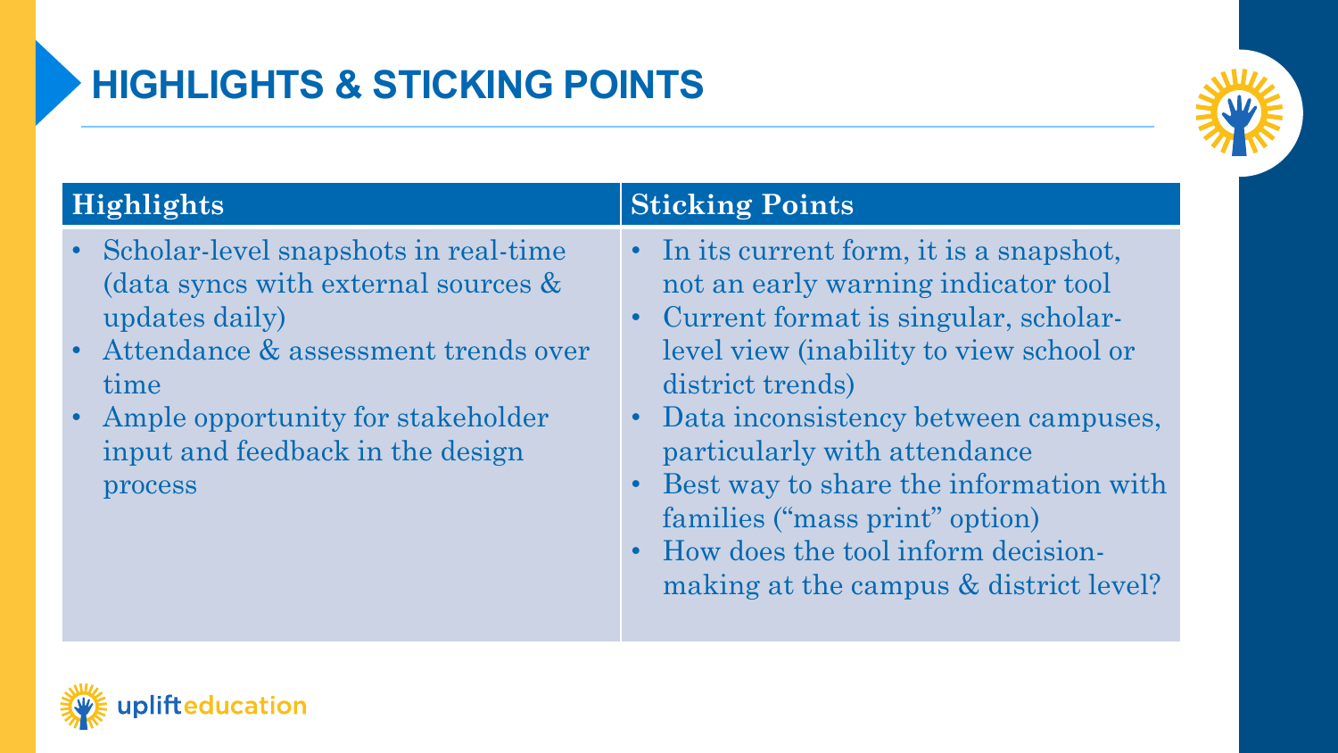# HIGHLIGHTS & STICKING POINTS

| Highlights | Sticking Points |
| --- | --- |
| • Scholar-level snapshots in real-time (data syncs with external sources & updates daily)<br>• Attendance & assessment trends over time<br>• Ample opportunity for stakeholder input and feedback in the design process | • In its current form, it is a snapshot, not an early warning indicator tool<br>• Current format is singular, scholar-level view (inability to view school or district trends)<br>• Data inconsistency between campuses, particularly with attendance<br>• Best way to share the information with families ("mass print" option)<br>• How does the tool inform decision-making at the campus & district level? |

uplifteducation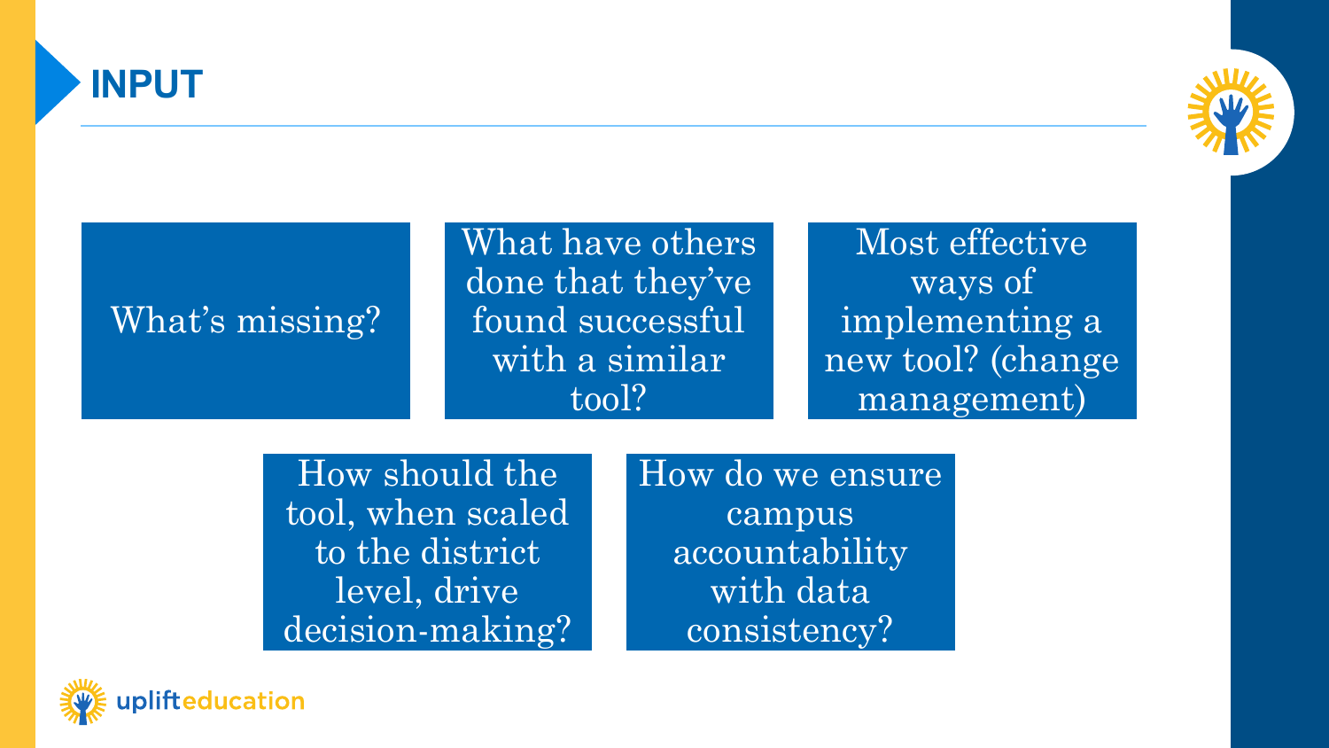# INPUT

- What's missing?
- What have others done that they've found successful with a similar tool?
- Most effective ways of implementing a new tool? (change management)
- How should the tool, when scaled to the district level, drive decision-making?
- How do we ensure campus accountability with data consistency?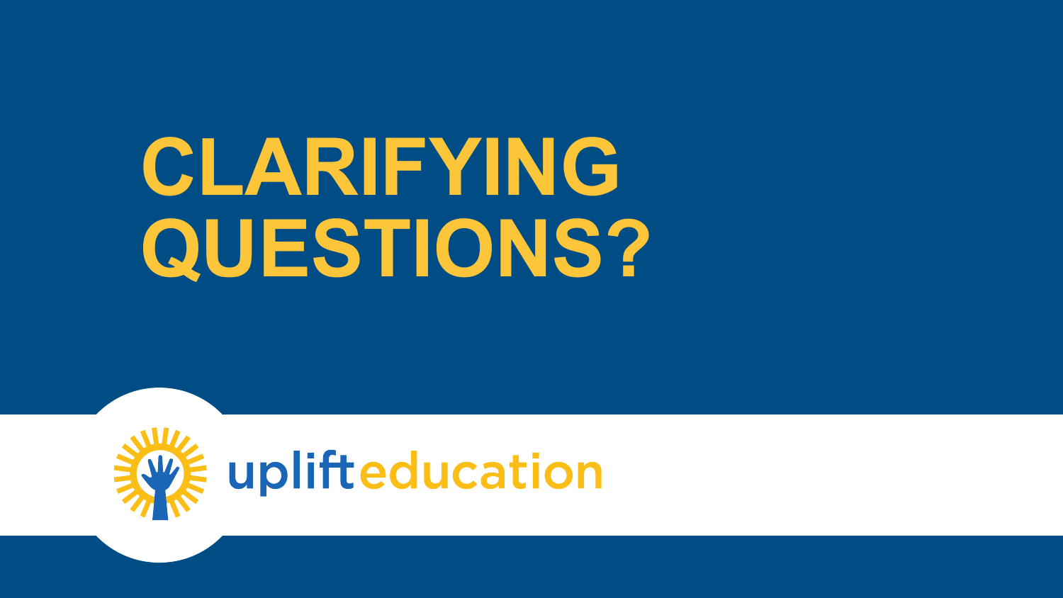# CLARIFYING QUESTIONS?

upliftedducation

# CLARIFYING QUESTIONS?

uplifteducation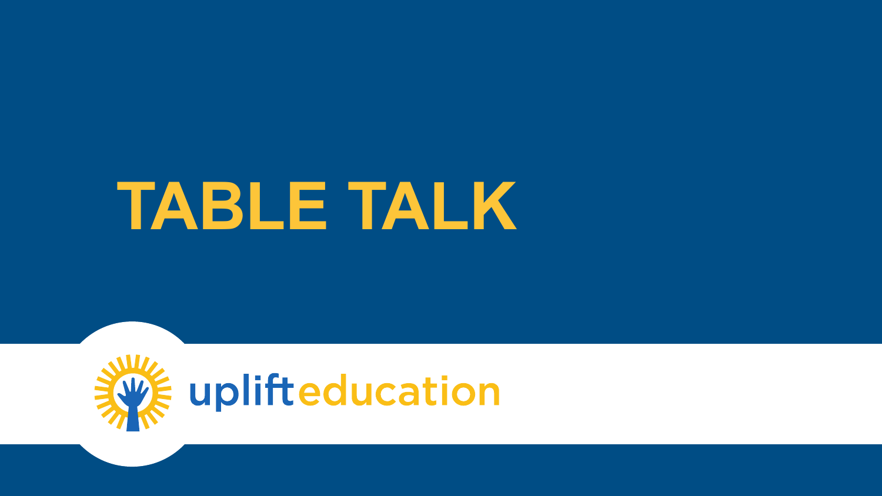# TABLE TALK

uplifteducation